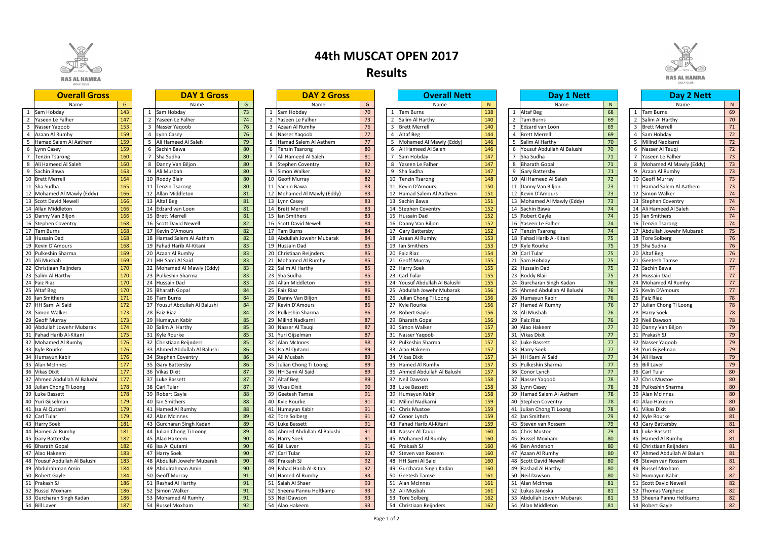# 44th MUSCAT OPEN 2017

## Results

### Overall Gross

| | Name | G |
|---|---|---|
| 1 | Sam Hobday | 143 |
| 2 | Yaseen Le Falher | 147 |
| 3 | Nasser Yaqoob | 153 |
| 4 | Azaan Al Rumhy | 159 |
| 5 | Hamad Salem Al Aathem | 159 |
| 6 | Lynn Casey | 159 |
| 7 | Tenzin Tsarong | 160 |
| 8 | Ali Hameed Al Saleh | 160 |
| 9 | Sachin Bawa | 163 |
| 10 | Brett Merrell | 164 |
| 11 | Sha Sudha | 165 |
| 12 | Mohamed Al Mawly (Eddy) | 166 |
| 13 | Scott David Newell | 166 |
| 14 | Allan Middleton | 166 |
| 15 | Danny Van Biljon | 166 |
| 16 | Stephen Coventry | 168 |
| 17 | Tam Burns | 168 |
| 18 | Hussain Dad | 168 |
| 19 | Kevin D'Amours | 168 |
| 20 | Pulkeshin Sharma | 169 |
| 21 | Ali Musbah | 169 |
| 22 | Christiaan Reijnders | 170 |
| 23 | Salim Al Harthy | 170 |
| 24 | Faiz Riaz | 170 |
| 25 | Altaf Beg | 170 |
| 26 | Ian Smithers | 171 |
| 27 | HH Sami Al Said | 172 |
| 28 | Simon Walker | 173 |
| 29 | Geoff Murray | 173 |
| 30 | Abdullah Jowehr Mubarak | 174 |
| 31 | Fahad Harib Al-Kitani | 175 |
| 32 | Mohamed Al Rumhy | 176 |
| 33 | Kyle Rourke | 176 |
| 34 | Humayun Kabir | 176 |
| 35 | Alan McInnes | 177 |
| 36 | Vikas Dixit | 177 |
| 37 | Ahmed Abdullah Al Balushi | 177 |
| 38 | Julian Chong Ti Loong | 178 |
| 39 | Luke Bassett | 178 |
| 40 | Yuri Gijselman | 179 |
| 41 | Isa Al Qutami | 179 |
| 42 | Carl Tular | 179 |
| 43 | Harry Soek | 181 |
| 44 | Hamed Al Rumhy | 181 |
| 45 | Gary Battersby | 182 |
| 46 | Bharath Gopal | 182 |
| 47 | Alao Hakeem | 183 |
| 48 | Yousuf Abdullah Al Balushi | 183 |
| 49 | Abdulrahman Amin | 184 |
| 50 | Robert Gayle | 184 |
| 51 | Prakash SJ | 186 |
| 52 | Russel Moxham | 186 |
| 53 | Gurcharan Singh Kadan | 186 |
| 54 | Bill Laver | 187 |

### DAY 1 Gross

| | Name | G |
|---|---|---|
| 1 | Sam Hobday | 73 |
| 2 | Yaseen Le Falher | 74 |
| 3 | Nasser Yaqoob | 76 |
| 4 | Lynn Casey | 76 |
| 5 | Ali Hameed Al Saleh | 79 |
| 6 | Sachin Bawa | 80 |
| 7 | Sha Sudha | 80 |
| 8 | Danny Van Biljon | 80 |
| 9 | Ali Musbah | 80 |
| 10 | Roddy Blair | 80 |
| 11 | Tenzin Tsarong | 80 |
| 12 | Allan Middleton | 81 |
| 13 | Altaf Beg | 81 |
| 14 | Edzard van Loon | 81 |
| 15 | Brett Merrell | 81 |
| 16 | Scott David Newell | 82 |
| 17 | Kevin D'Amours | 82 |
| 18 | Hamad Salem Al Aathem | 82 |
| 19 | Fahad Harib Al-Kitani | 83 |
| 20 | Azaan Al Rumhy | 83 |
| 21 | HH Sami Al Said | 83 |
| 22 | Mohamed Al Mawly (Eddy) | 83 |
| 23 | Pulkeshin Sharma | 83 |
| 24 | Hussain Dad | 83 |
| 25 | Bharath Gopal | 84 |
| 26 | Tam Burns | 84 |
| 27 | Yousuf Abdullah Al Balushi | 84 |
| 28 | Faiz Riaz | 84 |
| 29 | Humayun Kabir | 85 |
| 30 | Salim Al Harthy | 85 |
| 31 | Kyle Rourke | 85 |
| 32 | Christiaan Reijnders | 85 |
| 33 | Ahmed Abdullah Al Balushi | 86 |
| 34 | Stephen Coventry | 86 |
| 35 | Gary Battersby | 86 |
| 36 | Vikas Dixit | 87 |
| 37 | Luke Bassett | 87 |
| 38 | Carl Tular | 87 |
| 39 | Robert Gayle | 88 |
| 40 | Ian Smithers | 88 |
| 41 | Hamed Al Rumhy | 88 |
| 42 | Alan McInnes | 89 |
| 43 | Gurcharan Singh Kadan | 89 |
| 44 | Julian Chong Ti Loong | 89 |
| 45 | Alao Hakeem | 90 |
| 46 | Isa Al Qutami | 90 |
| 47 | Harry Soek | 90 |
| 48 | Abdullah Jowehr Mubarak | 90 |
| 49 | Abdulrahman Amin | 90 |
| 50 | Geoff Murray | 91 |
| 51 | Rashad Al Harthy | 91 |
| 52 | Simon Walker | 91 |
| 53 | Mohamed Al Rumhy | 91 |
| 54 | Russel Moxham | 92 |

### DAY 2 Gross

| | Name | G |
|---|---|---|
| 1 | Sam Hobday | 70 |
| 2 | Yaseen Le Falher | 73 |
| 3 | Azaan Al Rumhy | 76 |
| 4 | Nasser Yaqoob | 77 |
| 5 | Hamad Salem Al Aathem | 77 |
| 6 | Tenzin Tsarong | 80 |
| 7 | Ali Hameed Al Saleh | 81 |
| 8 | Stephen Coventry | 82 |
| 9 | Simon Walker | 82 |
| 10 | Geoff Murray | 82 |
| 11 | Sachin Bawa | 83 |
| 12 | Mohamed Al Mawly (Eddy) | 83 |
| 13 | Lynn Casey | 83 |
| 14 | Brett Merrell | 83 |
| 15 | Ian Smithers | 83 |
| 16 | Scott David Newell | 84 |
| 17 | Tam Burns | 84 |
| 18 | Abdullah Jowehr Mubarak | 84 |
| 19 | Hussain Dad | 85 |
| 20 | Christiaan Reijnders | 85 |
| 21 | Mohamed Al Rumhy | 85 |
| 22 | Salim Al Harthy | 85 |
| 23 | Sha Sudha | 85 |
| 24 | Allan Middleton | 85 |
| 25 | Faiz Riaz | 86 |
| 26 | Danny Van Biljon | 86 |
| 27 | Kevin D'Amours | 86 |
| 28 | Pulkeshin Sharma | 86 |
| 29 | Milind Nadkarni | 87 |
| 30 | Nasser Al Tauqi | 87 |
| 31 | Yuri Gijselman | 87 |
| 32 | Alan McInnes | 88 |
| 33 | Isa Al Qutami | 89 |
| 34 | Ali Musbah | 89 |
| 35 | Julian Chong Ti Loong | 89 |
| 36 | HH Sami Al Said | 89 |
| 37 | Altaf Beg | 89 |
| 38 | Vikas Dixit | 90 |
| 39 | Geetesh Tamse | 91 |
| 40 | Kyle Rourke | 91 |
| 41 | Humayun Kabir | 91 |
| 42 | Tore Solberg | 91 |
| 43 | Luke Bassett | 91 |
| 44 | Ahmed Abdullah Al Balushi | 91 |
| 45 | Harry Soek | 91 |
| 46 | Bill Laver | 91 |
| 47 | Carl Tular | 92 |
| 48 | Prakash SJ | 92 |
| 49 | Fahad Harib Al-Kitani | 92 |
| 50 | Hamed Al Rumhy | 93 |
| 51 | Salah Al Shaer | 93 |
| 52 | Sheena Pannu Holtkamp | 93 |
| 53 | Neil Dawson | 93 |
| 54 | Alao Hakeem | 93 |

### Overall Nett

| | Name | N |
|---|---|---|
| 1 | Tam Burns | 138 |
| 2 | Salim Al Harthy | 140 |
| 3 | Brett Merrell | 140 |
| 4 | Altaf Beg | 144 |
| 5 | Mohamed Al Mawly (Eddy) | 146 |
| 6 | Ali Hameed Al Saleh | 146 |
| 7 | Sam Hobday | 147 |
| 8 | Yaseen Le Falher | 147 |
| 9 | Sha Sudha | 147 |
| 10 | Tenzin Tsarong | 148 |
| 11 | Kevin D'Amours | 150 |
| 12 | Hamad Salem Al Aathem | 151 |
| 13 | Sachin Bawa | 151 |
| 14 | Stephen Coventry | 152 |
| 15 | Hussain Dad | 152 |
| 16 | Danny Van Biljon | 152 |
| 17 | Gary Battersby | 152 |
| 18 | Azaan Al Rumhy | 153 |
| 19 | Ian Smithers | 153 |
| 20 | Faiz Riaz | 154 |
| 21 | Geoff Murray | 155 |
| 22 | Harry Soek | 155 |
| 23 | Carl Tular | 155 |
| 24 | Yousuf Abdullah Al Balushi | 155 |
| 25 | Abdullah Jowehr Mubarak | 156 |
| 26 | Julian Chong Ti Loong | 156 |
| 27 | Kyle Rourke | 156 |
| 28 | Robert Gayle | 156 |
| 29 | Bharath Gopal | 156 |
| 30 | Simon Walker | 157 |
| 31 | Nasser Yaqoob | 157 |
| 32 | Pulkeshin Sharma | 157 |
| 33 | Alao Hakeem | 157 |
| 34 | Vikas Dixit | 157 |
| 35 | Hamed Al Rumhy | 157 |
| 36 | Ahmed Abdullah Al Balushi | 157 |
| 37 | Neil Dawson | 158 |
| 38 | Luke Bassett | 158 |
| 39 | Humayun Kabir | 158 |
| 40 | Milind Nadkarni | 159 |
| 41 | Chris Mustoe | 159 |
| 42 | Conor Lynch | 159 |
| 43 | Fahad Harib Al-Kitani | 159 |
| 44 | Nasser Al Tauqi | 160 |
| 45 | Mohamed Al Rumhy | 160 |
| 46 | Prakash SJ | 160 |
| 47 | Steven van Rossem | 160 |
| 48 | HH Sami Al Said | 160 |
| 49 | Gurcharan Singh Kadan | 160 |
| 50 | Geetesh Tamse | 161 |
| 51 | Alan McInnes | 161 |
| 52 | Ali Musbah | 161 |
| 53 | Tore Solberg | 162 |
| 54 | Christiaan Reijnders | 162 |

### Day 1 Nett

| | Name | N |
|---|---|---|
| 1 | Altaf Beg | 68 |
| 2 | Tam Burns | 69 |
| 3 | Edzard van Loon | 69 |
| 4 | Brett Merrell | 69 |
| 5 | Salim Al Harthy | 70 |
| 6 | Yousuf Abdullah Al Balushi | 70 |
| 7 | Sha Sudha | 71 |
| 8 | Bharath Gopal | 71 |
| 9 | Gary Battersby | 71 |
| 10 | Ali Hameed Al Saleh | 72 |
| 11 | Danny Van Biljon | 73 |
| 12 | Kevin D'Amours | 73 |
| 13 | Mohamed Al Mawly (Eddy) | 73 |
| 14 | Sachin Bawa | 74 |
| 15 | Robert Gayle | 74 |
| 16 | Yaseen Le Falher | 74 |
| 17 | Tenzin Tsarong | 74 |
| 18 | Fahad Harib Al-Kitani | 75 |
| 19 | Kyle Rourke | 75 |
| 20 | Carl Tular | 75 |
| 21 | Sam Hobday | 75 |
| 22 | Hussain Dad | 75 |
| 23 | Roddy Blair | 75 |
| 24 | Gurcharan Singh Kadan | 76 |
| 25 | Ahmed Abdullah Al Balushi | 76 |
| 26 | Humayun Kabir | 76 |
| 27 | Hamed Al Rumhy | 76 |
| 28 | Ali Musbah | 76 |
| 29 | Faiz Riaz | 76 |
| 30 | Alao Hakeem | 77 |
| 31 | Vikas Dixit | 77 |
| 32 | Luke Bassett | 77 |
| 33 | Harry Soek | 77 |
| 34 | HH Sami Al Said | 77 |
| 35 | Pulkeshin Sharma | 77 |
| 36 | Conor Lynch | 77 |
| 37 | Nasser Yaqoob | 78 |
| 38 | Lynn Casey | 78 |
| 39 | Hamad Salem Al Aathem | 78 |
| 40 | Stephen Coventry | 78 |
| 41 | Julian Chong Ti Loong | 78 |
| 42 | Ian Smithers | 79 |
| 43 | Steven van Rossem | 79 |
| 44 | Chris Mustoe | 79 |
| 45 | Russel Moxham | 80 |
| 46 | Ben Anderson | 80 |
| 47 | Azaan Al Rumhy | 80 |
| 48 | Scott David Newell | 80 |
| 49 | Rashad Al Harthy | 80 |
| 50 | Neil Dawson | 80 |
| 51 | Alan McInnes | 81 |
| 52 | Lukas Janoska | 81 |
| 53 | Abdullah Jowehr Mubarak | 81 |
| 54 | Allan Middleton | 81 |

### Day 2 Nett

| | Name | N |
|---|---|---|
| 1 | Tam Burns | 69 |
| 2 | Salim Al Harthy | 70 |
| 3 | Brett Merrell | 71 |
| 4 | Sam Hobday | 72 |
| 5 | Milind Nadkarni | 72 |
| 6 | Nasser Al Tauqi | 72 |
| 7 | Yaseen Le Falher | 73 |
| 8 | Mohamed Al Mawly (Eddy) | 73 |
| 9 | Azaan Al Rumhy | 73 |
| 10 | Geoff Murray | 73 |
| 11 | Hamad Salem Al Aathem | 73 |
| 12 | Simon Walker | 74 |
| 13 | Stephen Coventry | 74 |
| 14 | Ali Hameed Al Saleh | 74 |
| 15 | Ian Smithers | 74 |
| 16 | Tenzin Tsarong | 74 |
| 17 | Abdullah Jowehr Mubarak | 75 |
| 18 | Tore Solberg | 76 |
| 19 | Sha Sudha | 76 |
| 20 | Altaf Beg | 76 |
| 21 | Geetesh Tamse | 77 |
| 22 | Sachin Bawa | 77 |
| 23 | Hussain Dad | 77 |
| 24 | Mohamed Al Rumhy | 77 |
| 25 | Kevin D'Amours | 77 |
| 26 | Faiz Riaz | 78 |
| 27 | Julian Chong Ti Loong | 78 |
| 28 | Harry Soek | 78 |
| 29 | Neil Dawson | 78 |
| 30 | Danny Van Biljon | 79 |
| 31 | Prakash SJ | 79 |
| 32 | Nasser Yaqoob | 79 |
| 33 | Yuri Gijselman | 79 |
| 34 | Ali Hawa | 79 |
| 35 | Bill Laver | 79 |
| 36 | Carl Tular | 80 |
| 37 | Chris Mustoe | 80 |
| 38 | Pulkeshin Sharma | 80 |
| 39 | Alan McInnes | 80 |
| 40 | Alao Hakeem | 80 |
| 41 | Vikas Dixit | 80 |
| 42 | Kyle Rourke | 81 |
| 43 | Gary Battersby | 81 |
| 44 | Luke Bassett | 81 |
| 45 | Hamed Al Rumhy | 81 |
| 46 | Christiaan Reijnders | 81 |
| 47 | Ahmed Abdullah Al Balushi | 81 |
| 48 | Steven van Rossem | 81 |
| 49 | Russel Moxham | 82 |
| 50 | Humayun Kabir | 82 |
| 51 | Scott David Newell | 82 |
| 52 | Thomas Varghese | 82 |
| 53 | Sheena Pannu Holtkamp | 82 |
| 54 | Robert Gayle | 82 |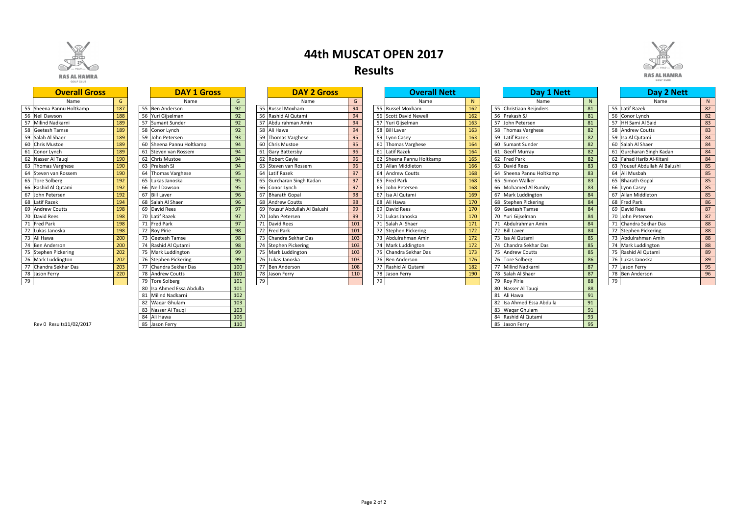# 44th MUSCAT OPEN 2017

## Results

### Overall Gross

| | Name | G |
|---|---|---|
| 55 | Sheena Pannu Holtkamp | 187 |
| 56 | Neil Dawson | 188 |
| 57 | Milind Nadkarni | 189 |
| 58 | Geetesh Tamse | 189 |
| 59 | Salah Al Shaer | 189 |
| 60 | Chris Mustoe | 189 |
| 61 | Conor Lynch | 189 |
| 62 | Nasser Al Tauqi | 190 |
| 63 | Thomas Varghese | 190 |
| 64 | Steven van Rossem | 190 |
| 65 | Tore Solberg | 192 |
| 66 | Rashid Al Qutami | 192 |
| 67 | John Petersen | 192 |
| 68 | Latif Razek | 194 |
| 69 | Andrew Coutts | 198 |
| 70 | David Rees | 198 |
| 71 | Fred Park | 198 |
| 72 | Lukas Janoska | 198 |
| 73 | Ali Hawa | 200 |
| 74 | Ben Anderson | 200 |
| 75 | Stephen Pickering | 202 |
| 76 | Mark Luddington | 202 |
| 77 | Chandra Sekhar Das | 203 |
| 78 | Jason Ferry | 220 |
| 79 | | |

### DAY 1 Gross

| | Name | G |
|---|---|---|
| 55 | Ben Anderson | 92 |
| 56 | Yuri Gijselman | 92 |
| 57 | Sumant Sunder | 92 |
| 58 | Conor Lynch | 92 |
| 59 | John Petersen | 93 |
| 60 | Sheena Pannu Holtkamp | 94 |
| 61 | Steven van Rossem | 94 |
| 62 | Chris Mustoe | 94 |
| 63 | Prakash SJ | 94 |
| 64 | Thomas Varghese | 95 |
| 65 | Lukas Janoska | 95 |
| 66 | Neil Dawson | 95 |
| 67 | Bill Laver | 96 |
| 68 | Salah Al Shaer | 96 |
| 69 | David Rees | 97 |
| 70 | Latif Razek | 97 |
| 71 | Fred Park | 97 |
| 72 | Roy Pirie | 98 |
| 73 | Geetesh Tamse | 98 |
| 74 | Rashid Al Qutami | 98 |
| 75 | Mark Luddington | 99 |
| 76 | Stephen Pickering | 99 |
| 77 | Chandra Sekhar Das | 100 |
| 78 | Andrew Coutts | 100 |
| 79 | Tore Solberg | 101 |
| 80 | Isa Ahmed Essa Abdulla | 101 |
| 81 | Milind Nadkarni | 102 |
| 82 | Waqar Ghulam | 103 |
| 83 | Nasser Al Tauqi | 103 |
| 84 | Ali Hawa | 106 |
| 85 | Jason Ferry | 110 |

### DAY 2 Gross

| | Name | G |
|---|---|---|
| 55 | Russel Moxham | 94 |
| 56 | Rashid Al Qutami | 94 |
| 57 | Abdulrahman Amin | 94 |
| 58 | Ali Hawa | 94 |
| 59 | Thomas Varghese | 95 |
| 60 | Chris Mustoe | 95 |
| 61 | Gary Battersby | 96 |
| 62 | Robert Gayle | 96 |
| 63 | Steven van Rossem | 96 |
| 64 | Latif Razek | 97 |
| 65 | Gurcharan Singh Kadan | 97 |
| 66 | Conor Lynch | 97 |
| 67 | Bharath Gopal | 98 |
| 68 | Andrew Coutts | 98 |
| 69 | Yousuf Abdullah Al Balushi | 99 |
| 70 | John Petersen | 99 |
| 71 | David Rees | 101 |
| 72 | Fred Park | 101 |
| 73 | Chandra Sekhar Das | 103 |
| 74 | Stephen Pickering | 103 |
| 75 | Mark Luddington | 103 |
| 76 | Lukas Janoska | 103 |
| 77 | Ben Anderson | 108 |
| 78 | Jason Ferry | 110 |
| 79 | | |

### Overall Nett

| | Name | N |
|---|---|---|
| 55 | Russel Moxham | 162 |
| 56 | Scott David Newell | 162 |
| 57 | Yuri Gijselman | 163 |
| 58 | Bill Laver | 163 |
| 59 | Lynn Casey | 163 |
| 60 | Thomas Varghese | 164 |
| 61 | Latif Razek | 164 |
| 62 | Sheena Pannu Holtkamp | 165 |
| 63 | Allan Middleton | 166 |
| 64 | Andrew Coutts | 168 |
| 65 | Fred Park | 168 |
| 66 | John Petersen | 168 |
| 67 | Isa Al Qutami | 169 |
| 68 | Ali Hawa | 170 |
| 69 | David Rees | 170 |
| 70 | Lukas Janoska | 170 |
| 71 | Salah Al Shaer | 171 |
| 72 | Stephen Pickering | 172 |
| 73 | Abdulrahman Amin | 172 |
| 74 | Mark Luddington | 172 |
| 75 | Chandra Sekhar Das | 173 |
| 76 | Ben Anderson | 176 |
| 77 | Rashid Al Qutami | 182 |
| 78 | Jason Ferry | 190 |
| 79 | | |

### Day 1 Nett

| | Name | N |
|---|---|---|
| 55 | Christiaan Reijnders | 81 |
| 56 | Prakash SJ | 81 |
| 57 | John Petersen | 81 |
| 58 | Thomas Varghese | 82 |
| 59 | Latif Razek | 82 |
| 60 | Sumant Sunder | 82 |
| 61 | Geoff Murray | 82 |
| 62 | Fred Park | 82 |
| 63 | David Rees | 83 |
| 64 | Sheena Pannu Holtkamp | 83 |
| 65 | Simon Walker | 83 |
| 66 | Mohamed Al Rumhy | 83 |
| 67 | Mark Luddington | 84 |
| 68 | Stephen Pickering | 84 |
| 69 | Geetesh Tamse | 84 |
| 70 | Yuri Gijselman | 84 |
| 71 | Abdulrahman Amin | 84 |
| 72 | Bill Laver | 84 |
| 73 | Isa Al Qutami | 85 |
| 74 | Chandra Sekhar Das | 85 |
| 75 | Andrew Coutts | 85 |
| 76 | Tore Solberg | 86 |
| 77 | Milind Nadkarni | 87 |
| 78 | Salah Al Shaer | 87 |
| 79 | Roy Pirie | 88 |
| 80 | Nasser Al Tauqi | 88 |
| 81 | Ali Hawa | 91 |
| 82 | Isa Ahmed Essa Abdulla | 91 |
| 83 | Waqar Ghulam | 91 |
| 84 | Rashid Al Qutami | 93 |
| 85 | Jason Ferry | 95 |

### Day 2 Nett

| | Name | N |
|---|---|---|
| 55 | Latif Razek | 82 |
| 56 | Conor Lynch | 82 |
| 57 | HH Sami Al Said | 83 |
| 58 | Andrew Coutts | 83 |
| 59 | Isa Al Qutami | 84 |
| 60 | Salah Al Shaer | 84 |
| 61 | Gurcharan Singh Kadan | 84 |
| 62 | Fahad Harib Al-Kitani | 84 |
| 63 | Yousuf Abdullah Al Balushi | 85 |
| 64 | Ali Musbah | 85 |
| 65 | Bharath Gopal | 85 |
| 66 | Lynn Casey | 85 |
| 67 | Allan Middleton | 85 |
| 68 | Fred Park | 86 |
| 69 | David Rees | 87 |
| 70 | John Petersen | 87 |
| 71 | Chandra Sekhar Das | 88 |
| 72 | Stephen Pickering | 88 |
| 73 | Abdulrahman Amin | 88 |
| 74 | Mark Luddington | 88 |
| 75 | Rashid Al Qutami | 89 |
| 76 | Lukas Janoska | 89 |
| 77 | Jason Ferry | 95 |
| 78 | Ben Anderson | 96 |
| 79 | | |

Rev 0 Results11/02/2017